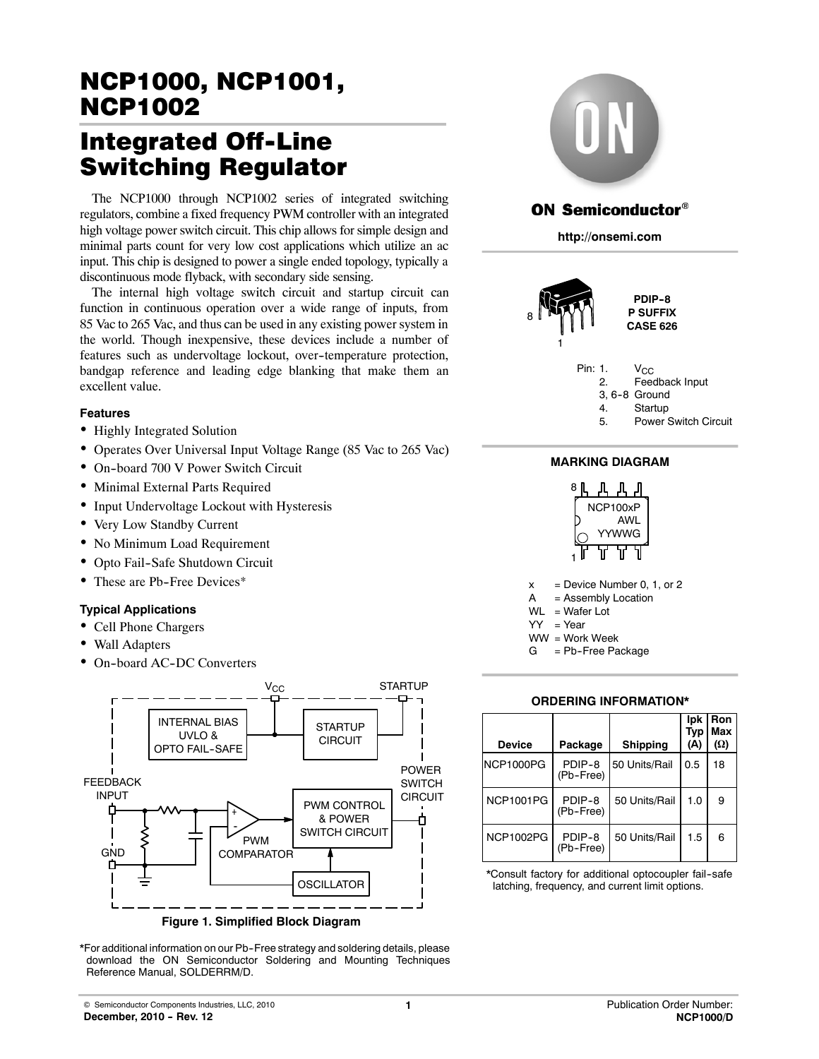# NCP1000, NCP1001, NCP1002

# Integrated Off-Line Switching Regulator

The NCP1000 through NCP1002 series of integrated switching regulators, combine a fixed frequency PWM controller with an integrated high voltage power switch circuit. This chip allows for simple design and minimal parts count for very low cost applications which utilize an ac input. This chip is designed to power a single ended topology, typically a discontinuous mode flyback, with secondary side sensing.

The internal high voltage switch circuit and startup circuit can function in continuous operation over a wide range of inputs, from 85 Vac to 265 Vac, and thus can be used in any existing power system in the world. Though inexpensive, these devices include a number of features such as undervoltage lockout, over-temperature protection, bandgap reference and leading edge blanking that make them an excellent value.

### Features

- Highly Integrated Solution
- Operates Over Universal Input Voltage Range (85 Vac to 265 Vac)
- On-board 700 V Power Switch Circuit
- Minimal External Parts Required
- Input Undervoltage Lockout with Hysteresis
- Very Low Standby Current
- No Minimum Load Requirement
- Opto Fail-Safe Shutdown Circuit
- These are Pb-Free Devices*

### Typical Applications

- Cell Phone Chargers
- Wall Adapters
- On-board AC-DC Converters

VCC, STARTUP, INTERNAL BIAS UVLO & OPTO FAIL-SAFE, STARTUP CIRCUIT, FEEDBACK INPUT, GND, PWM COMPARATOR, PWM CONTROL & POWER SWITCH CIRCUIT, POWER SWITCH CIRCUIT, OSCILLATOR

**Figure 1. Simplified Block Diagram**

*For additional information on our Pb-Free strategy and soldering details, please download the ON Semiconductor Soldering and Mounting Techniques Reference Manual, SOLDERRM/D.

**ON Semiconductor®**

**http://onsemi.com**

**PDIP-8**
**P SUFFIX**
**CASE 626**

Pin: 1. $V_{CC}$
2. Feedback Input
3, 6-8 Ground
4. Startup
5. Power Switch Circuit

### MARKING DIAGRAM

NCP100xP
AWL
YYWWG

x = Device Number 0, 1, or 2
A = Assembly Location
WL = Wafer Lot
YY = Year
WW = Work Week
G = Pb-Free Package

### ORDERING INFORMATION*

| Device | Package | Shipping | Ipk Typ (A) | Ron Max (Ω) |
|---|---|---|---|---|
| NCP1000PG | PDIP-8 (Pb-Free) | 50 Units/Rail | 0.5 | 18 |
| NCP1001PG | PDIP-8 (Pb-Free) | 50 Units/Rail | 1.0 | 9 |
| NCP1002PG | PDIP-8 (Pb-Free) | 50 Units/Rail | 1.5 | 6 |

*Consult factory for additional optocoupler fail-safe latching, frequency, and current limit options.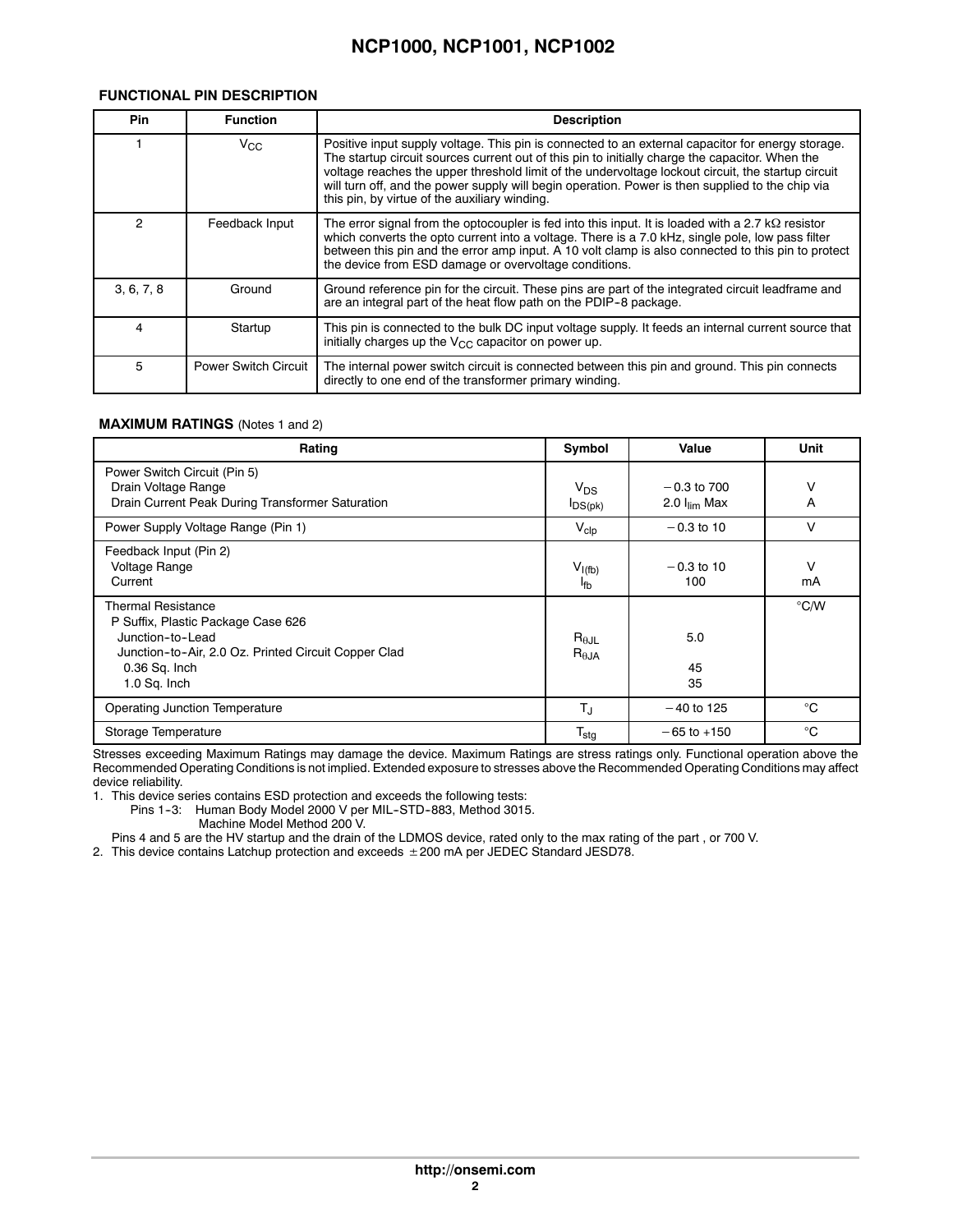### FUNCTIONAL PIN DESCRIPTION

| Pin | Function | Description |
|---|---|---|
| 1 | $V_{CC}$ | Positive input supply voltage. This pin is connected to an external capacitor for energy storage. The startup circuit sources current out of this pin to initially charge the capacitor. When the voltage reaches the upper threshold limit of the undervoltage lockout circuit, the startup circuit will turn off, and the power supply will begin operation. Power is then supplied to the chip via this pin, by virtue of the auxiliary winding. |
| 2 | Feedback Input | The error signal from the optocoupler is fed into this input. It is loaded with a 2.7 kΩ resistor which converts the opto current into a voltage. There is a 7.0 kHz, single pole, low pass filter between this pin and the error amp input. A 10 volt clamp is also connected to this pin to protect the device from ESD damage or overvoltage conditions. |
| 3, 6, 7, 8 | Ground | Ground reference pin for the circuit. These pins are part of the integrated circuit leadframe and are an integral part of the heat flow path on the PDIP-8 package. |
| 4 | Startup | This pin is connected to the bulk DC input voltage supply. It feeds an internal current source that initially charges up the $V_{CC}$ capacitor on power up. |
| 5 | Power Switch Circuit | The internal power switch circuit is connected between this pin and ground. This pin connects directly to one end of the transformer primary winding. |

### MAXIMUM RATINGS (Notes 1 and 2)

| Rating | Symbol | Value | Unit |
|---|---|---|---|
| Power Switch Circuit (Pin 5)<br>Drain Voltage Range<br>Drain Current Peak During Transformer Saturation | <br>$V_{DS}$<br>$I_{DS(pk)}$ | <br>−0.3 to 700<br>2.0 $I_{lim}$ Max | <br>V<br>A |
| Power Supply Voltage Range (Pin 1) | $V_{clp}$ | −0.3 to 10 | V |
| Feedback Input (Pin 2)<br>Voltage Range<br>Current | <br>$V_{I(fb)}$<br>$I_{fb}$ | <br>−0.3 to 10<br>100 | <br>V<br>mA |
| Thermal Resistance<br>P Suffix, Plastic Package Case 626<br>Junction-to-Lead<br>Junction-to-Air, 2.0 Oz. Printed Circuit Copper Clad<br>0.36 Sq. Inch<br>1.0 Sq. Inch | <br><br>$R_{\theta JL}$<br>$R_{\theta JA}$ | <br><br>5.0<br><br>45<br>35 | °C/W |
| Operating Junction Temperature | $T_J$ | −40 to 125 | °C |
| Storage Temperature | $T_{stg}$ | −65 to +150 | °C |

Stresses exceeding Maximum Ratings may damage the device. Maximum Ratings are stress ratings only. Functional operation above the Recommended Operating Conditions is not implied. Extended exposure to stresses above the Recommended Operating Conditions may affect device reliability.

1. This device series contains ESD protection and exceeds the following tests:
   Pins 1-3: Human Body Model 2000 V per MIL-STD-883, Method 3015.
   Machine Model Method 200 V.
   Pins 4 and 5 are the HV startup and the drain of the LDMOS device, rated only to the max rating of the part , or 700 V.
2. This device contains Latchup protection and exceeds ±200 mA per JEDEC Standard JESD78.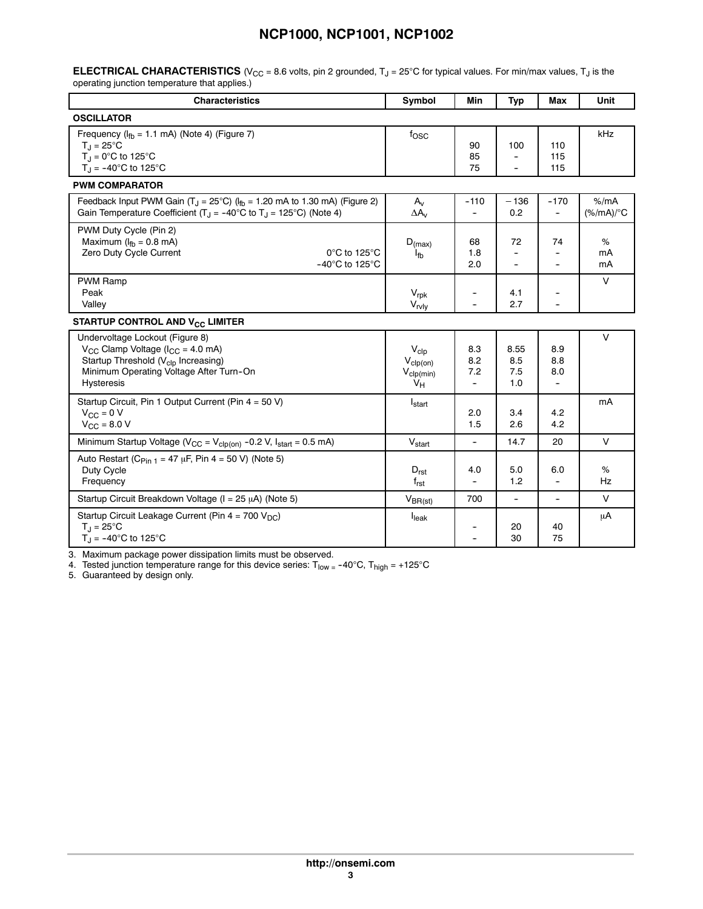**ELECTRICAL CHARACTERISTICS** ($V_{CC}$ = 8.6 volts, pin 2 grounded, $T_J$ = 25°C for typical values. For min/max values, $T_J$ is the operating junction temperature that applies.)

| Characteristics | Symbol | Min | Typ | Max | Unit |
|---|---|---|---|---|---|
| **OSCILLATOR** | | | | | |
| Frequency ($I_{fb}$ = 1.1 mA) (Note 4) (Figure 7)<br>$T_J$ = 25°C<br>$T_J$ = 0°C to 125°C<br>$T_J$ = −40°C to 125°C | $f_{OSC}$ | <br>90<br>85<br>75 | <br>100<br>–<br>– | <br>110<br>115<br>115 | kHz |
| **PWM COMPARATOR** | | | | | |
| Feedback Input PWM Gain ($T_J$ = 25°C) ($I_{fb}$ = 1.20 mA to 1.30 mA) (Figure 2)<br>Gain Temperature Coefficient ($T_J$ = −40°C to $T_J$ = 125°C) (Note 4) | $A_v$<br>$\Delta A_v$ | −110<br>– | −136<br>0.2 | −170<br>– | %/mA<br>(%/mA)/°C |
| PWM Duty Cycle (Pin 2)<br>Maximum ($I_{fb}$ = 0.8 mA)<br>Zero Duty Cycle Current 0°C to 125°C<br>−40°C to 125°C | <br>$D_{(max)}$<br>$I_{fb}$ | <br>68<br>1.8<br>2.0 | <br>72<br>–<br>– | <br>74<br>–<br>– | <br>%<br>mA<br>mA |
| PWM Ramp<br>Peak<br>Valley | <br>$V_{rpk}$<br>$V_{rvly}$ | <br>–<br>– | <br>4.1<br>2.7 | <br>–<br>– | V |
| **STARTUP CONTROL AND $V_{CC}$ LIMITER** | | | | | |
| Undervoltage Lockout (Figure 8)<br>$V_{CC}$ Clamp Voltage ($I_{CC}$ = 4.0 mA)<br>Startup Threshold ($V_{clp}$ Increasing)<br>Minimum Operating Voltage After Turn-On<br>Hysteresis | <br>$V_{clp}$<br>$V_{clp(on)}$<br>$V_{clp(min)}$<br>$V_H$ | <br>8.3<br>8.2<br>7.2<br>– | <br>8.55<br>8.5<br>7.5<br>1.0 | <br>8.9<br>8.8<br>8.0<br>– | V |
| Startup Circuit, Pin 1 Output Current (Pin 4 = 50 V)<br>$V_{CC}$ = 0 V<br>$V_{CC}$ = 8.0 V | $I_{start}$ | <br>2.0<br>1.5 | <br>3.4<br>2.6 | <br>4.2<br>4.2 | mA |
| Minimum Startup Voltage ($V_{CC}$ = $V_{clp(on)}$ −0.2 V, $I_{start}$ = 0.5 mA) | $V_{start}$ | – | 14.7 | 20 | V |
| Auto Restart ($C_{Pin\ 1}$ = 47 μF, Pin 4 = 50 V) (Note 5)<br>Duty Cycle<br>Frequency | <br>$D_{rst}$<br>$f_{rst}$ | <br>4.0<br>– | <br>5.0<br>1.2 | <br>6.0<br>– | <br>%<br>Hz |
| Startup Circuit Breakdown Voltage (I = 25 μA) (Note 5) | $V_{BR(st)}$ | 700 | – | – | V |
| Startup Circuit Leakage Current (Pin 4 = 700 $V_{DC}$)<br>$T_J$ = 25°C<br>$T_J$ = −40°C to 125°C | $I_{leak}$ | <br>–<br>– | <br>20<br>30 | <br>40<br>75 | μA |

3. Maximum package power dissipation limits must be observed.
4. Tested junction temperature range for this device series: $T_{low}$ = −40°C, $T_{high}$ = +125°C
5. Guaranteed by design only.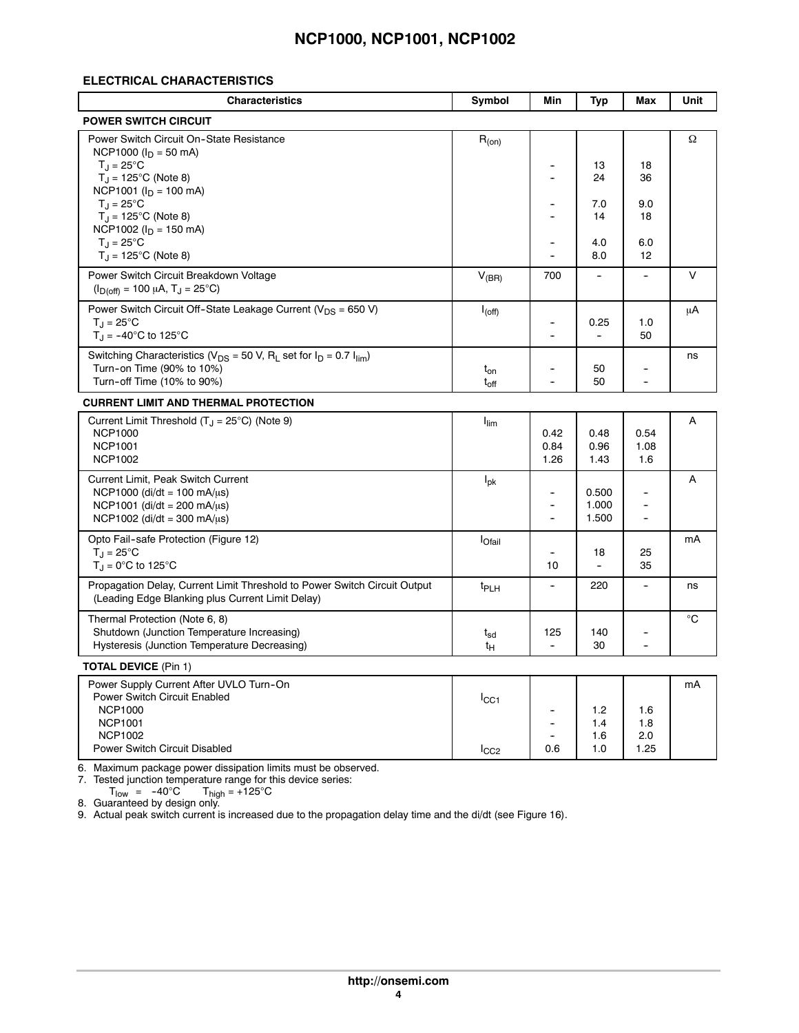### ELECTRICAL CHARACTERISTICS

| Characteristics | Symbol | Min | Typ | Max | Unit |
|---|---|---|---|---|---|
| **POWER SWITCH CIRCUIT** | | | | | |
| Power Switch Circuit On-State Resistance | $R_{(on)}$ | | | | Ω |
| NCP1000 ($I_D$ = 50 mA) | | | | | |
| $T_J$ = 25°C | | - | 13 | 18 | |
| $T_J$ = 125°C (Note 8) | | - | 24 | 36 | |
| NCP1001 ($I_D$ = 100 mA) | | | | | |
| $T_J$ = 25°C | | - | 7.0 | 9.0 | |
| $T_J$ = 125°C (Note 8) | | - | 14 | 18 | |
| NCP1002 ($I_D$ = 150 mA) | | | | | |
| $T_J$ = 25°C | | - | 4.0 | 6.0 | |
| $T_J$ = 125°C (Note 8) | | - | 8.0 | 12 | |
| Power Switch Circuit Breakdown Voltage ($I_{D(off)}$ = 100 μA, $T_J$ = 25°C) | $V_{(BR)}$ | 700 | - | - | V |
| Power Switch Circuit Off-State Leakage Current ($V_{DS}$ = 650 V) | $I_{(off)}$ | | | | μA |
| $T_J$ = 25°C | | - | 0.25 | 1.0 | |
| $T_J$ = -40°C to 125°C | | - | - | 50 | |
| Switching Characteristics ($V_{DS}$ = 50 V, $R_L$ set for $I_D$ = 0.7 $I_{lim}$) | | | | | ns |
| Turn-on Time (90% to 10%) | $t_{on}$ | - | 50 | - | |
| Turn-off Time (10% to 90%) | $t_{off}$ | - | 50 | - | |
| **CURRENT LIMIT AND THERMAL PROTECTION** | | | | | |
| Current Limit Threshold ($T_J$ = 25°C) (Note 9) | $I_{lim}$ | | | | A |
| NCP1000 | | 0.42 | 0.48 | 0.54 | |
| NCP1001 | | 0.84 | 0.96 | 1.08 | |
| NCP1002 | | 1.26 | 1.43 | 1.6 | |
| Current Limit, Peak Switch Current | $I_{pk}$ | | | | A |
| NCP1000 (di/dt = 100 mA/μs) | | - | 0.500 | - | |
| NCP1001 (di/dt = 200 mA/μs) | | - | 1.000 | - | |
| NCP1002 (di/dt = 300 mA/μs) | | - | 1.500 | - | |
| Opto Fail-safe Protection (Figure 12) | $I_{Ofail}$ | | | | mA |
| $T_J$ = 25°C | | - | 18 | 25 | |
| $T_J$ = 0°C to 125°C | | 10 | - | 35 | |
| Propagation Delay, Current Limit Threshold to Power Switch Circuit Output (Leading Edge Blanking plus Current Limit Delay) | $t_{PLH}$ | - | 220 | - | ns |
| Thermal Protection (Note 6, 8) | | | | | °C |
| Shutdown (Junction Temperature Increasing) | $t_{sd}$ | 125 | 140 | - | |
| Hysteresis (Junction Temperature Decreasing) | $t_H$ | - | 30 | - | |
| **TOTAL DEVICE** (Pin 1) | | | | | |
| Power Supply Current After UVLO Turn-On | | | | | mA |
| Power Switch Circuit Enabled | $I_{CC1}$ | | | | |
| NCP1000 | | - | 1.2 | 1.6 | |
| NCP1001 | | - | 1.4 | 1.8 | |
| NCP1002 | | - | 1.6 | 2.0 | |
| Power Switch Circuit Disabled | $I_{CC2}$ | 0.6 | 1.0 | 1.25 | |

6. Maximum package power dissipation limits must be observed.
7. Tested junction temperature range for this device series: $T_{low}$ = -40°C $T_{high}$ = +125°C
8. Guaranteed by design only.
9. Actual peak switch current is increased due to the propagation delay time and the di/dt (see Figure 16).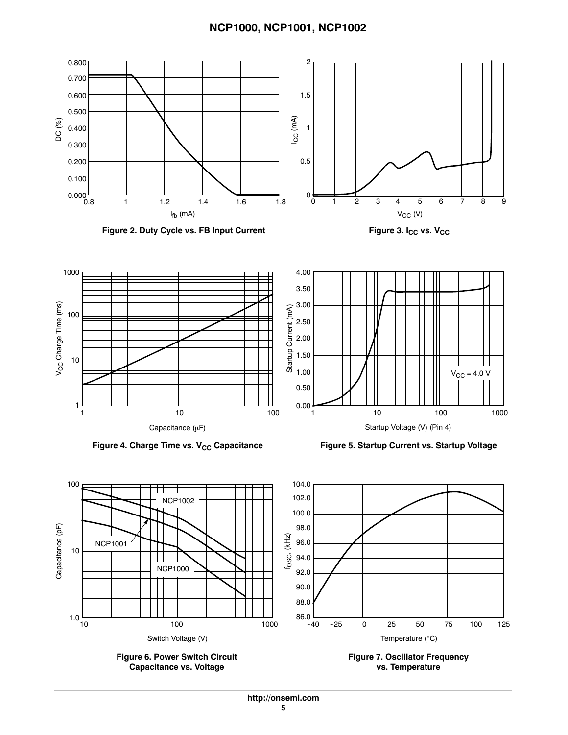Figure 2. Duty Cycle vs. FB Input Current

Figure 3. $I_{CC}$ vs. $V_{CC}$

Figure 4. Charge Time vs. $V_{CC}$ Capacitance

Figure 5. Startup Current vs. Startup Voltage

Figure 6. Power Switch Circuit Capacitance vs. Voltage

Figure 7. Oscillator Frequency vs. Temperature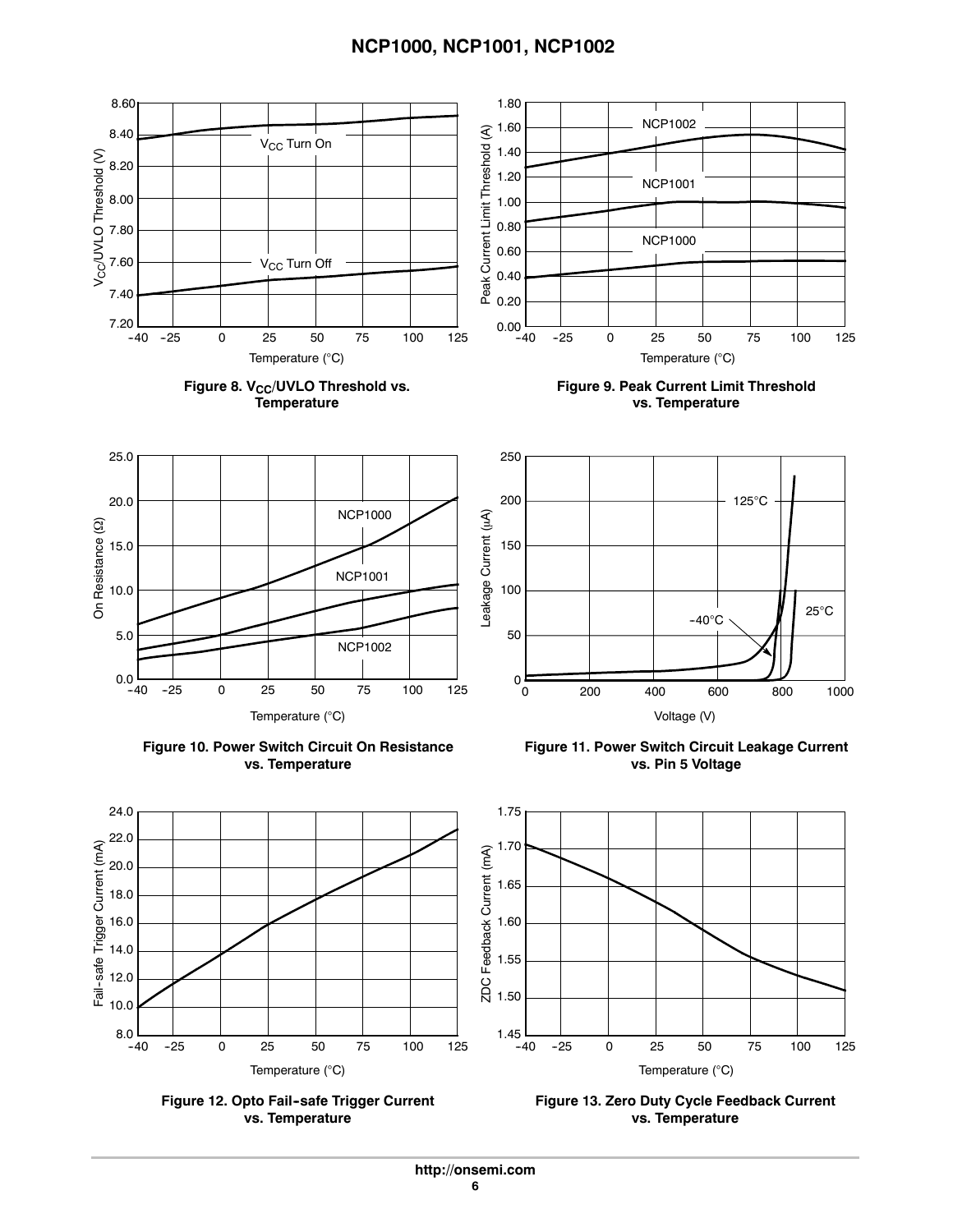Figure 8. $V_{CC}$/UVLO Threshold vs. Temperature

Figure 9. Peak Current Limit Threshold vs. Temperature

Figure 10. Power Switch Circuit On Resistance vs. Temperature

Figure 11. Power Switch Circuit Leakage Current vs. Pin 5 Voltage

Figure 12. Opto Fail-safe Trigger Current vs. Temperature

Figure 13. Zero Duty Cycle Feedback Current vs. Temperature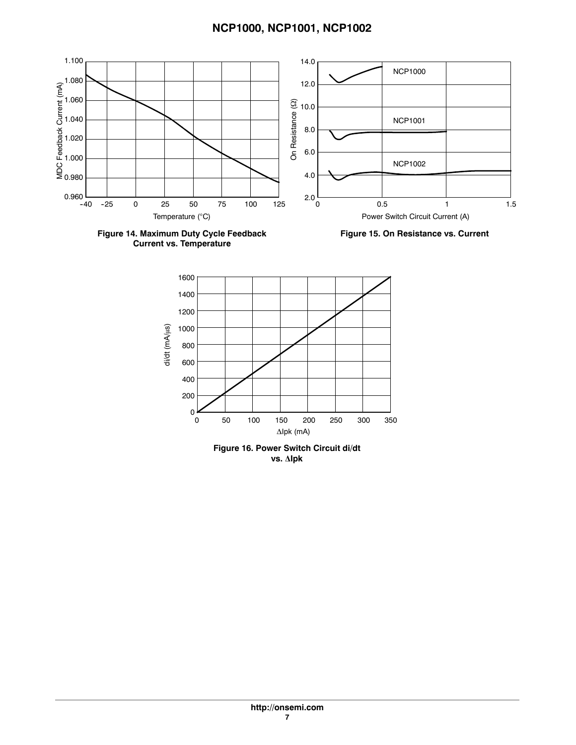Figure 14. Maximum Duty Cycle Feedback Current vs. Temperature

Figure 15. On Resistance vs. Current

Figure 16. Power Switch Circuit di/dt vs. ΔIpk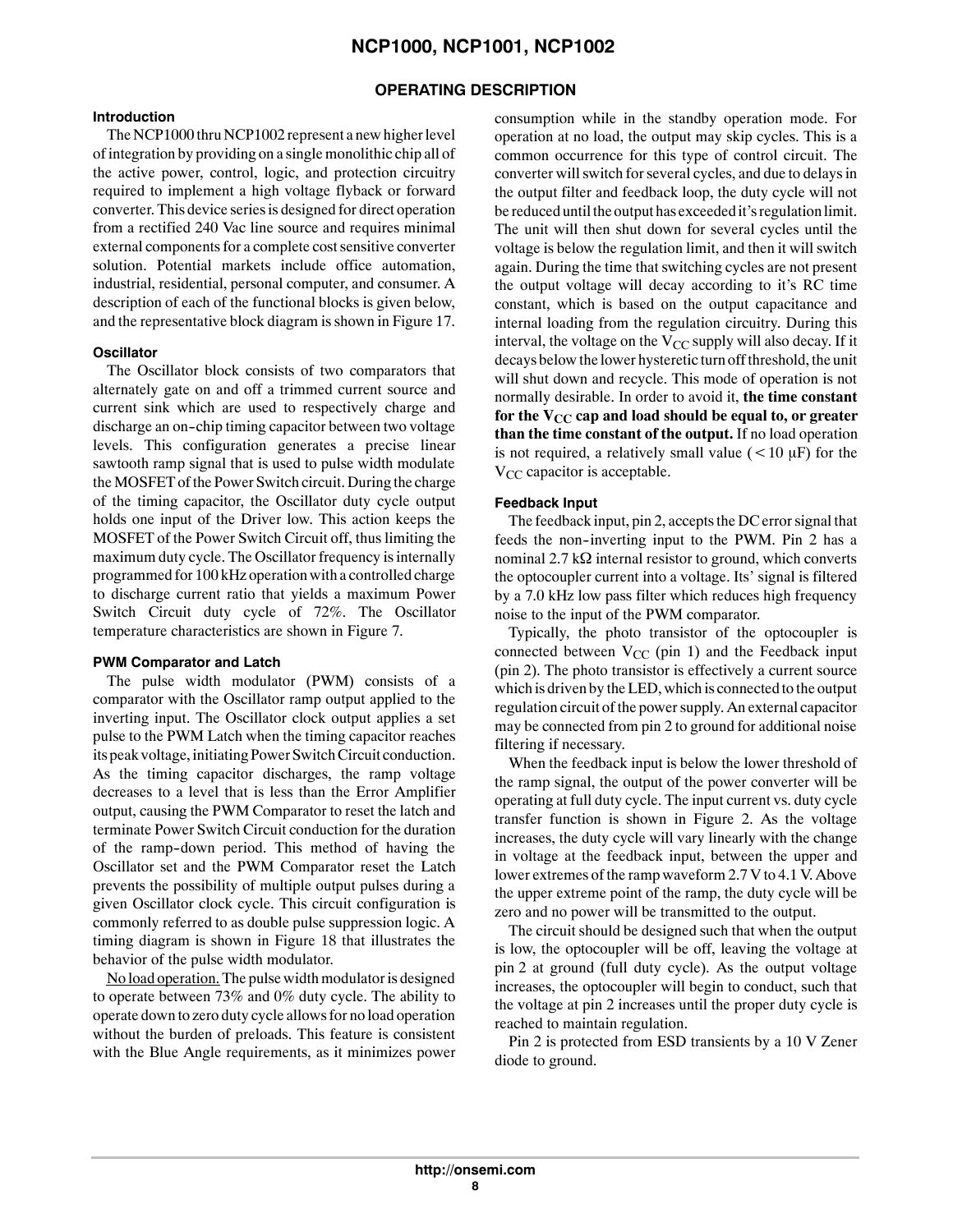## OPERATING DESCRIPTION

### Introduction

The NCP1000 thru NCP1002 represent a new higher level of integration by providing on a single monolithic chip all of the active power, control, logic, and protection circuitry required to implement a high voltage flyback or forward converter. This device series is designed for direct operation from a rectified 240 Vac line source and requires minimal external components for a complete cost sensitive converter solution. Potential markets include office automation, industrial, residential, personal computer, and consumer. A description of each of the functional blocks is given below, and the representative block diagram is shown in Figure 17.

### Oscillator

The Oscillator block consists of two comparators that alternately gate on and off a trimmed current source and current sink which are used to respectively charge and discharge an on-chip timing capacitor between two voltage levels. This configuration generates a precise linear sawtooth ramp signal that is used to pulse width modulate the MOSFET of the Power Switch circuit. During the charge of the timing capacitor, the Oscillator duty cycle output holds one input of the Driver low. This action keeps the MOSFET of the Power Switch Circuit off, thus limiting the maximum duty cycle. The Oscillator frequency is internally programmed for 100 kHz operation with a controlled charge to discharge current ratio that yields a maximum Power Switch Circuit duty cycle of 72%. The Oscillator temperature characteristics are shown in Figure 7.

### PWM Comparator and Latch

The pulse width modulator (PWM) consists of a comparator with the Oscillator ramp output applied to the inverting input. The Oscillator clock output applies a set pulse to the PWM Latch when the timing capacitor reaches its peak voltage, initiating Power Switch Circuit conduction. As the timing capacitor discharges, the ramp voltage decreases to a level that is less than the Error Amplifier output, causing the PWM Comparator to reset the latch and terminate Power Switch Circuit conduction for the duration of the ramp-down period. This method of having the Oscillator set and the PWM Comparator reset the Latch prevents the possibility of multiple output pulses during a given Oscillator clock cycle. This circuit configuration is commonly referred to as double pulse suppression logic. A timing diagram is shown in Figure 18 that illustrates the behavior of the pulse width modulator.

No load operation. The pulse width modulator is designed to operate between 73% and 0% duty cycle. The ability to operate down to zero duty cycle allows for no load operation without the burden of preloads. This feature is consistent with the Blue Angle requirements, as it minimizes power consumption while in the standby operation mode. For operation at no load, the output may skip cycles. This is a common occurrence for this type of control circuit. The converter will switch for several cycles, and due to delays in the output filter and feedback loop, the duty cycle will not be reduced until the output has exceeded it's regulation limit. The unit will then shut down for several cycles until the voltage is below the regulation limit, and then it will switch again. During the time that switching cycles are not present the output voltage will decay according to it's RC time constant, which is based on the output capacitance and internal loading from the regulation circuitry. During this interval, the voltage on the $V_{CC}$ supply will also decay. If it decays below the lower hysteretic turn off threshold, the unit will shut down and recycle. This mode of operation is not normally desirable. In order to avoid it, **the time constant for the $V_{CC}$ cap and load should be equal to, or greater than the time constant of the output.** If no load operation is not required, a relatively small value (< 10 μF) for the $V_{CC}$ capacitor is acceptable.

### Feedback Input

The feedback input, pin 2, accepts the DC error signal that feeds the non-inverting input to the PWM. Pin 2 has a nominal 2.7 kΩ internal resistor to ground, which converts the optocoupler current into a voltage. Its' signal is filtered by a 7.0 kHz low pass filter which reduces high frequency noise to the input of the PWM comparator.

Typically, the photo transistor of the optocoupler is connected between $V_{CC}$ (pin 1) and the Feedback input (pin 2). The photo transistor is effectively a current source which is driven by the LED, which is connected to the output regulation circuit of the power supply. An external capacitor may be connected from pin 2 to ground for additional noise filtering if necessary.

When the feedback input is below the lower threshold of the ramp signal, the output of the power converter will be operating at full duty cycle. The input current vs. duty cycle transfer function is shown in Figure 2. As the voltage increases, the duty cycle will vary linearly with the change in voltage at the feedback input, between the upper and lower extremes of the ramp waveform 2.7 V to 4.1 V. Above the upper extreme point of the ramp, the duty cycle will be zero and no power will be transmitted to the output.

The circuit should be designed such that when the output is low, the optocoupler will be off, leaving the voltage at pin 2 at ground (full duty cycle). As the output voltage increases, the optocoupler will begin to conduct, such that the voltage at pin 2 increases until the proper duty cycle is reached to maintain regulation.

Pin 2 is protected from ESD transients by a 10 V Zener diode to ground.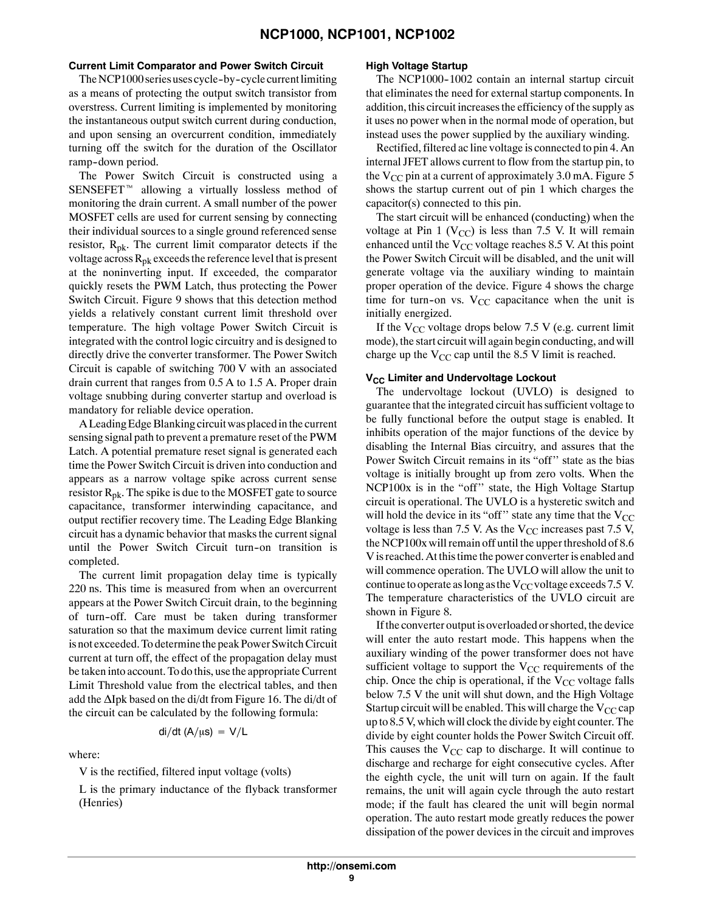### Current Limit Comparator and Power Switch Circuit

The NCP1000 series uses cycle-by-cycle current limiting as a means of protecting the output switch transistor from overstress. Current limiting is implemented by monitoring the instantaneous output switch current during conduction, and upon sensing an overcurrent condition, immediately turning off the switch for the duration of the Oscillator ramp-down period.

The Power Switch Circuit is constructed using a SENSEFET™ allowing a virtually lossless method of monitoring the drain current. A small number of the power MOSFET cells are used for current sensing by connecting their individual sources to a single ground referenced sense resistor, $R_{pk}$. The current limit comparator detects if the voltage across $R_{pk}$ exceeds the reference level that is present at the noninverting input. If exceeded, the comparator quickly resets the PWM Latch, thus protecting the Power Switch Circuit. Figure 9 shows that this detection method yields a relatively constant current limit threshold over temperature. The high voltage Power Switch Circuit is integrated with the control logic circuitry and is designed to directly drive the converter transformer. The Power Switch Circuit is capable of switching 700 V with an associated drain current that ranges from 0.5 A to 1.5 A. Proper drain voltage snubbing during converter startup and overload is mandatory for reliable device operation.

A Leading Edge Blanking circuit was placed in the current sensing signal path to prevent a premature reset of the PWM Latch. A potential premature reset signal is generated each time the Power Switch Circuit is driven into conduction and appears as a narrow voltage spike across current sense resistor $R_{pk}$. The spike is due to the MOSFET gate to source capacitance, transformer interwinding capacitance, and output rectifier recovery time. The Leading Edge Blanking circuit has a dynamic behavior that masks the current signal until the Power Switch Circuit turn-on transition is completed.

The current limit propagation delay time is typically 220 ns. This time is measured from when an overcurrent appears at the Power Switch Circuit drain, to the beginning of turn-off. Care must be taken during transformer saturation so that the maximum device current limit rating is not exceeded. To determine the peak Power Switch Circuit current at turn off, the effect of the propagation delay must be taken into account. To do this, use the appropriate Current Limit Threshold value from the electrical tables, and then add the $\Delta$Ipk based on the di/dt from Figure 16. The di/dt of the circuit can be calculated by the following formula:

$$di/dt\ (A/\mu s) = V/L$$

where:

V is the rectified, filtered input voltage (volts)

L is the primary inductance of the flyback transformer (Henries)

### High Voltage Startup

The NCP1000-1002 contain an internal startup circuit that eliminates the need for external startup components. In addition, this circuit increases the efficiency of the supply as it uses no power when in the normal mode of operation, but instead uses the power supplied by the auxiliary winding.

Rectified, filtered ac line voltage is connected to pin 4. An internal JFET allows current to flow from the startup pin, to the $V_{CC}$ pin at a current of approximately 3.0 mA. Figure 5 shows the startup current out of pin 1 which charges the capacitor(s) connected to this pin.

The start circuit will be enhanced (conducting) when the voltage at Pin 1 ($V_{CC}$) is less than 7.5 V. It will remain enhanced until the $V_{CC}$ voltage reaches 8.5 V. At this point the Power Switch Circuit will be disabled, and the unit will generate voltage via the auxiliary winding to maintain proper operation of the device. Figure 4 shows the charge time for turn-on vs. $V_{CC}$ capacitance when the unit is initially energized.

If the $V_{CC}$ voltage drops below 7.5 V (e.g. current limit mode), the start circuit will again begin conducting, and will charge up the $V_{CC}$ cap until the 8.5 V limit is reached.

### $V_{CC}$ Limiter and Undervoltage Lockout

The undervoltage lockout (UVLO) is designed to guarantee that the integrated circuit has sufficient voltage to be fully functional before the output stage is enabled. It inhibits operation of the major functions of the device by disabling the Internal Bias circuitry, and assures that the Power Switch Circuit remains in its "off" state as the bias voltage is initially brought up from zero volts. When the NCP100x is in the "off" state, the High Voltage Startup circuit is operational. The UVLO is a hysteretic switch and will hold the device in its "off" state any time that the $V_{CC}$ voltage is less than 7.5 V. As the $V_{CC}$ increases past 7.5 V, the NCP100x will remain off until the upper threshold of 8.6 V is reached. At this time the power converter is enabled and will commence operation. The UVLO will allow the unit to continue to operate as long as the $V_{CC}$ voltage exceeds 7.5 V. The temperature characteristics of the UVLO circuit are shown in Figure 8.

If the converter output is overloaded or shorted, the device will enter the auto restart mode. This happens when the auxiliary winding of the power transformer does not have sufficient voltage to support the $V_{CC}$ requirements of the chip. Once the chip is operational, if the $V_{CC}$ voltage falls below 7.5 V the unit will shut down, and the High Voltage Startup circuit will be enabled. This will charge the $V_{CC}$ cap up to 8.5 V, which will clock the divide by eight counter. The divide by eight counter holds the Power Switch Circuit off. This causes the $V_{CC}$ cap to discharge. It will continue to discharge and recharge for eight consecutive cycles. After the eighth cycle, the unit will turn on again. If the fault remains, the unit will again cycle through the auto restart mode; if the fault has cleared the unit will begin normal operation. The auto restart mode greatly reduces the power dissipation of the power devices in the circuit and improves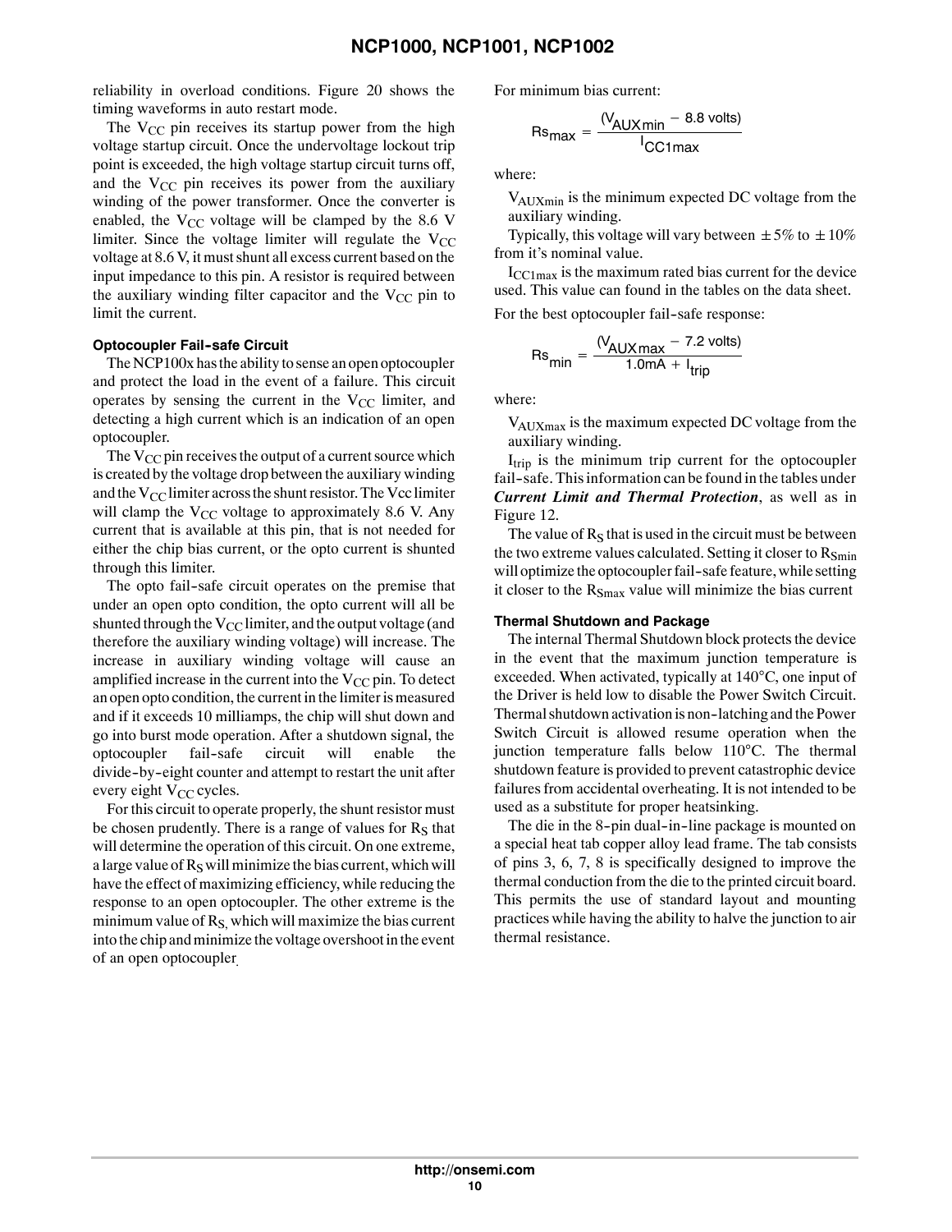reliability in overload conditions. Figure 20 shows the timing waveforms in auto restart mode.

The $V_{CC}$ pin receives its startup power from the high voltage startup circuit. Once the undervoltage lockout trip point is exceeded, the high voltage startup circuit turns off, and the $V_{CC}$ pin receives its power from the auxiliary winding of the power transformer. Once the converter is enabled, the $V_{CC}$ voltage will be clamped by the 8.6 V limiter. Since the voltage limiter will regulate the $V_{CC}$ voltage at 8.6 V, it must shunt all excess current based on the input impedance to this pin. A resistor is required between the auxiliary winding filter capacitor and the $V_{CC}$ pin to limit the current.

#### Optocoupler Fail-safe Circuit

The NCP100x has the ability to sense an open optocoupler and protect the load in the event of a failure. This circuit operates by sensing the current in the $V_{CC}$ limiter, and detecting a high current which is an indication of an open optocoupler.

The $V_{CC}$ pin receives the output of a current source which is created by the voltage drop between the auxiliary winding and the $V_{CC}$ limiter across the shunt resistor. The Vcc limiter will clamp the $V_{CC}$ voltage to approximately 8.6 V. Any current that is available at this pin, that is not needed for either the chip bias current, or the opto current is shunted through this limiter.

The opto fail-safe circuit operates on the premise that under an open opto condition, the opto current will all be shunted through the $V_{CC}$ limiter, and the output voltage (and therefore the auxiliary winding voltage) will increase. The increase in auxiliary winding voltage will cause an amplified increase in the current into the $V_{CC}$ pin. To detect an open opto condition, the current in the limiter is measured and if it exceeds 10 milliamps, the chip will shut down and go into burst mode operation. After a shutdown signal, the optocoupler fail-safe circuit will enable the divide-by-eight counter and attempt to restart the unit after every eight $V_{CC}$ cycles.

For this circuit to operate properly, the shunt resistor must be chosen prudently. There is a range of values for $R_S$ that will determine the operation of this circuit. On one extreme, a large value of $R_S$ will minimize the bias current, which will have the effect of maximizing efficiency, while reducing the response to an open optocoupler. The other extreme is the minimum value of $R_S$, which will maximize the bias current into the chip and minimize the voltage overshoot in the event of an open optocoupler.

For minimum bias current:

$$Rs_{max} = \frac{(V_{AUX\,min} - 8.8\ \text{volts})}{I_{CC1max}}$$

where:

$V_{AUXmin}$ is the minimum expected DC voltage from the auxiliary winding.

Typically, this voltage will vary between ±5% to ±10% from it's nominal value.

$I_{CC1max}$ is the maximum rated bias current for the device used. This value can found in the tables on the data sheet.

For the best optocoupler fail-safe response:

$$Rs_{min} = \frac{(V_{AUX\,max} - 7.2\ \text{volts})}{1.0\text{mA} + I_{trip}}$$

where:

$V_{AUXmax}$ is the maximum expected DC voltage from the auxiliary winding.

$I_{trip}$ is the minimum trip current for the optocoupler fail-safe. This information can be found in the tables under ***Current Limit and Thermal Protection***, as well as in Figure 12.

The value of $R_S$ that is used in the circuit must be between the two extreme values calculated. Setting it closer to $R_{Smin}$ will optimize the optocoupler fail-safe feature, while setting it closer to the $R_{Smax}$ value will minimize the bias current

#### Thermal Shutdown and Package

The internal Thermal Shutdown block protects the device in the event that the maximum junction temperature is exceeded. When activated, typically at 140°C, one input of the Driver is held low to disable the Power Switch Circuit. Thermal shutdown activation is non-latching and the Power Switch Circuit is allowed resume operation when the junction temperature falls below 110°C. The thermal shutdown feature is provided to prevent catastrophic device failures from accidental overheating. It is not intended to be used as a substitute for proper heatsinking.

The die in the 8-pin dual-in-line package is mounted on a special heat tab copper alloy lead frame. The tab consists of pins 3, 6, 7, 8 is specifically designed to improve the thermal conduction from the die to the printed circuit board. This permits the use of standard layout and mounting practices while having the ability to halve the junction to air thermal resistance.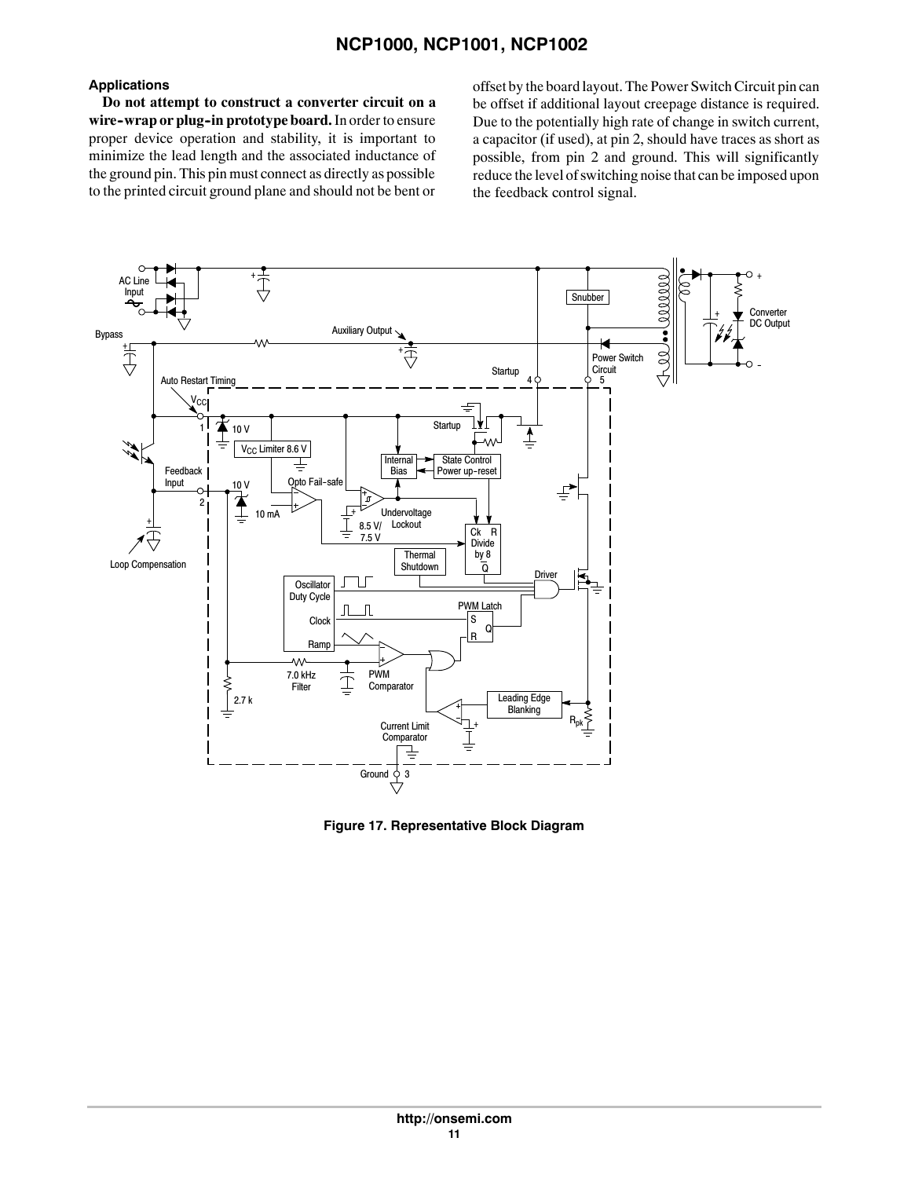### Applications

**Do not attempt to construct a converter circuit on a wire-wrap or plug-in prototype board.** In order to ensure proper device operation and stability, it is important to minimize the lead length and the associated inductance of the ground pin. This pin must connect as directly as possible to the printed circuit ground plane and should not be bent or offset by the board layout. The Power Switch Circuit pin can be offset if additional layout creepage distance is required. Due to the potentially high rate of change in switch current, a capacitor (if used), at pin 2, should have traces as short as possible, from pin 2 and ground. This will significantly reduce the level of switching noise that can be imposed upon the feedback control signal.

**Figure 17. Representative Block Diagram**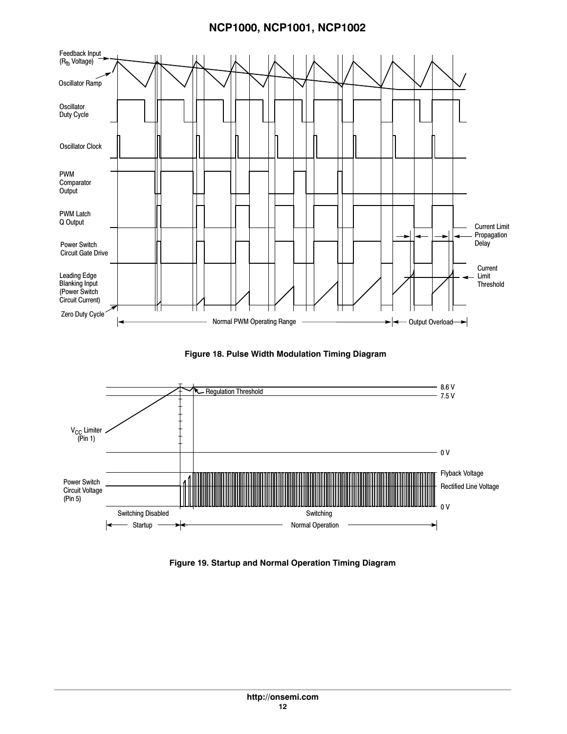**Figure 18. Pulse Width Modulation Timing Diagram**

**Figure 19. Startup and Normal Operation Timing Diagram**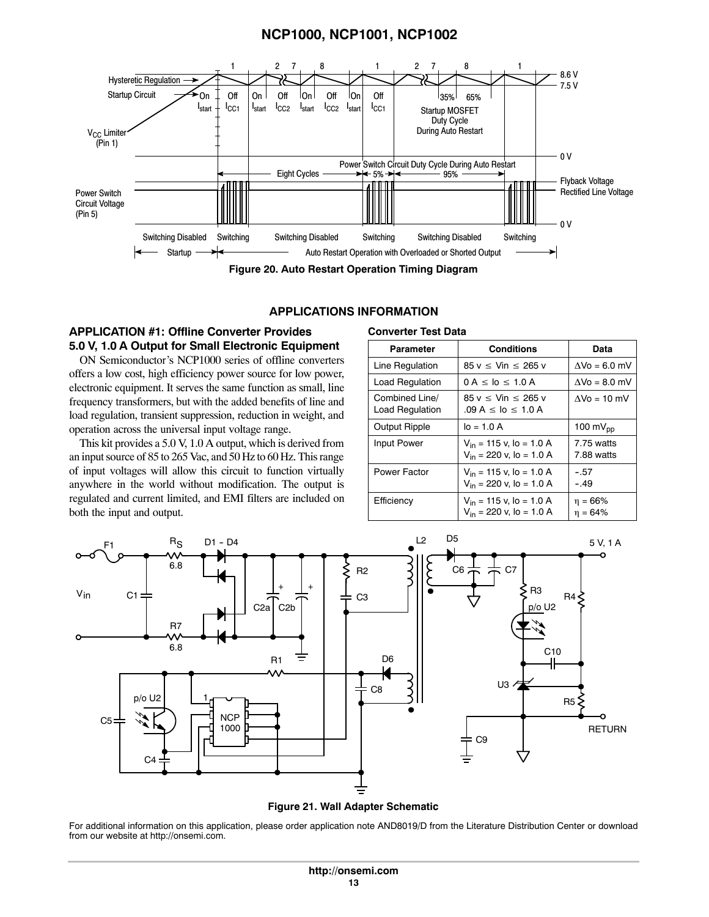Figure 20. Auto Restart Operation Timing Diagram

## APPLICATIONS INFORMATION

### APPLICATION #1: Offline Converter Provides 5.0 V, 1.0 A Output for Small Electronic Equipment

ON Semiconductor's NCP1000 series of offline converters offers a low cost, high efficiency power source for low power, electronic equipment. It serves the same function as small, line frequency transformers, but with the added benefits of line and load regulation, transient suppression, reduction in weight, and operation across the universal input voltage range.

This kit provides a 5.0 V, 1.0 A output, which is derived from an input source of 85 to 265 Vac, and 50 Hz to 60 Hz. This range of input voltages will allow this circuit to function virtually anywhere in the world without modification. The output is regulated and current limited, and EMI filters are included on both the input and output.

**Converter Test Data**

| Parameter | Conditions | Data |
|---|---|---|
| Line Regulation | 85 v ≤ Vin ≤ 265 v | ΔVo = 6.0 mV |
| Load Regulation | 0 A ≤ Io ≤ 1.0 A | ΔVo = 8.0 mV |
| Combined Line/ Load Regulation | 85 v ≤ Vin ≤ 265 v .09 A ≤ Io ≤ 1.0 A | ΔVo = 10 mV |
| Output Ripple | Io = 1.0 A | 100 $mV_{pp}$ |
| Input Power | $V_{in}$ = 115 v, Io = 1.0 A<br>$V_{in}$ = 220 v, Io = 1.0 A | 7.75 watts<br>7.88 watts |
| Power Factor | $V_{in}$ = 115 v, Io = 1.0 A<br>$V_{in}$ = 220 v, Io = 1.0 A | -.57<br>-.49 |
| Efficiency | $V_{in}$ = 115 v, Io = 1.0 A<br>$V_{in}$ = 220 v, Io = 1.0 A | η = 66%<br>η = 64% |

Figure 21. Wall Adapter Schematic

For additional information on this application, please order application note AND8019/D from the Literature Distribution Center or download from our website at http://onsemi.com.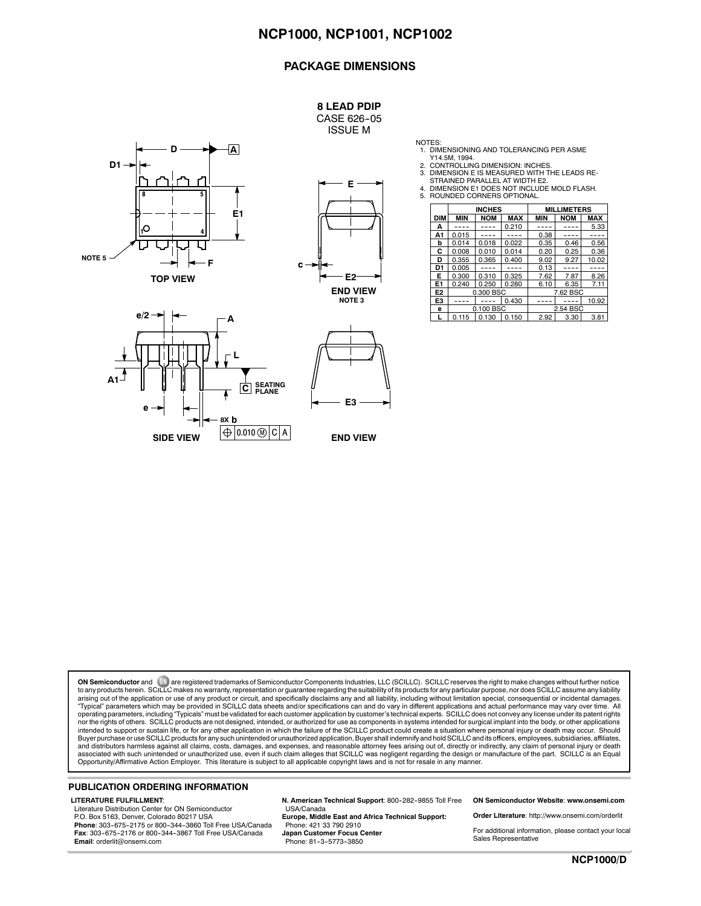## PACKAGE DIMENSIONS

**8 LEAD PDIP**
CASE 626-05
ISSUE M

TOP VIEW

SIDE VIEW

END VIEW
NOTE 3

END VIEW

NOTES:
1. DIMENSIONING AND TOLERANCING PER ASME Y14.5M, 1994.
2. CONTROLLING DIMENSION: INCHES.
3. DIMENSION E IS MEASURED WITH THE LEADS RESTRAINED PARALLEL AT WIDTH E2.
4. DIMENSION E1 DOES NOT INCLUDE MOLD FLASH.
5. ROUNDED CORNERS OPTIONAL.

| DIM | INCHES | | | MILLIMETERS | | |
|---|---|---|---|---|---|---|
| | MIN | NOM | MAX | MIN | NOM | MAX |
| A | ---- | ---- | 0.210 | ---- | ---- | 5.33 |
| A1 | 0.015 | ---- | ---- | 0.38 | ---- | ---- |
| b | 0.014 | 0.018 | 0.022 | 0.35 | 0.46 | 0.56 |
| C | 0.008 | 0.010 | 0.014 | 0.20 | 0.25 | 0.36 |
| D | 0.355 | 0.365 | 0.400 | 9.02 | 9.27 | 10.02 |
| D1 | 0.005 | ---- | ---- | 0.13 | ---- | ---- |
| E | 0.300 | 0.310 | 0.325 | 7.62 | 7.87 | 8.26 |
| E1 | 0.240 | 0.250 | 0.280 | 6.10 | 6.35 | 7.11 |
| E2 | 0.300 BSC | | | 7.62 BSC | | |
| E3 | ---- | ---- | 0.430 | ---- | ---- | 10.92 |
| e | 0.100 BSC | | | 2.54 BSC | | |
| L | 0.115 | 0.130 | 0.150 | 2.92 | 3.30 | 3.81 |

**ON Semiconductor** and ON are registered trademarks of Semiconductor Components Industries, LLC (SCILLC). SCILLC reserves the right to make changes without further notice to any products herein. SCILLC makes no warranty, representation or guarantee regarding the suitability of its products for any particular purpose, nor does SCILLC assume any liability arising out of the application or use of any product or circuit, and specifically disclaims any and all liability, including without limitation special, consequential or incidental damages. "Typical" parameters which may be provided in SCILLC data sheets and/or specifications can and do vary in different applications and actual performance may vary over time. All operating parameters, including "Typicals" must be validated for each customer application by customer's technical experts. SCILLC does not convey any license under its patent rights nor the rights of others. SCILLC products are not designed, intended, or authorized for use as components in systems intended for surgical implant into the body, or other applications intended to support or sustain life, or for any other application in which the failure of the SCILLC product could create a situation where personal injury or death may occur. Should Buyer purchase or use SCILLC products for any such unintended or unauthorized application, Buyer shall indemnify and hold SCILLC and its officers, employees, subsidiaries, affiliates, and distributors harmless against all claims, costs, damages, and expenses, and reasonable attorney fees arising out of, directly or indirectly, any claim of personal injury or death associated with such unintended or unauthorized use, even if such claim alleges that SCILLC was negligent regarding the design or manufacture of the part. SCILLC is an Equal Opportunity/Affirmative Action Employer. This literature is subject to all applicable copyright laws and is not for resale in any manner.

### PUBLICATION ORDERING INFORMATION

**LITERATURE FULFILLMENT**:
Literature Distribution Center for ON Semiconductor
P.O. Box 5163, Denver, Colorado 80217 USA
**Phone**: 303-675-2175 or 800-344-3860 Toll Free USA/Canada
**Fax**: 303-675-2176 or 800-344-3867 Toll Free USA/Canada
**Email**: orderlit@onsemi.com

**N. American Technical Support**: 800-282-9855 Toll Free USA/Canada
**Europe, Middle East and Africa Technical Support:**
Phone: 421 33 790 2910
**Japan Customer Focus Center**
Phone: 81-3-5773-3850

**ON Semiconductor Website**: **www.onsemi.com**

**Order Literature**: http://www.onsemi.com/orderlit

For additional information, please contact your local Sales Representative

**NCP1000/D**